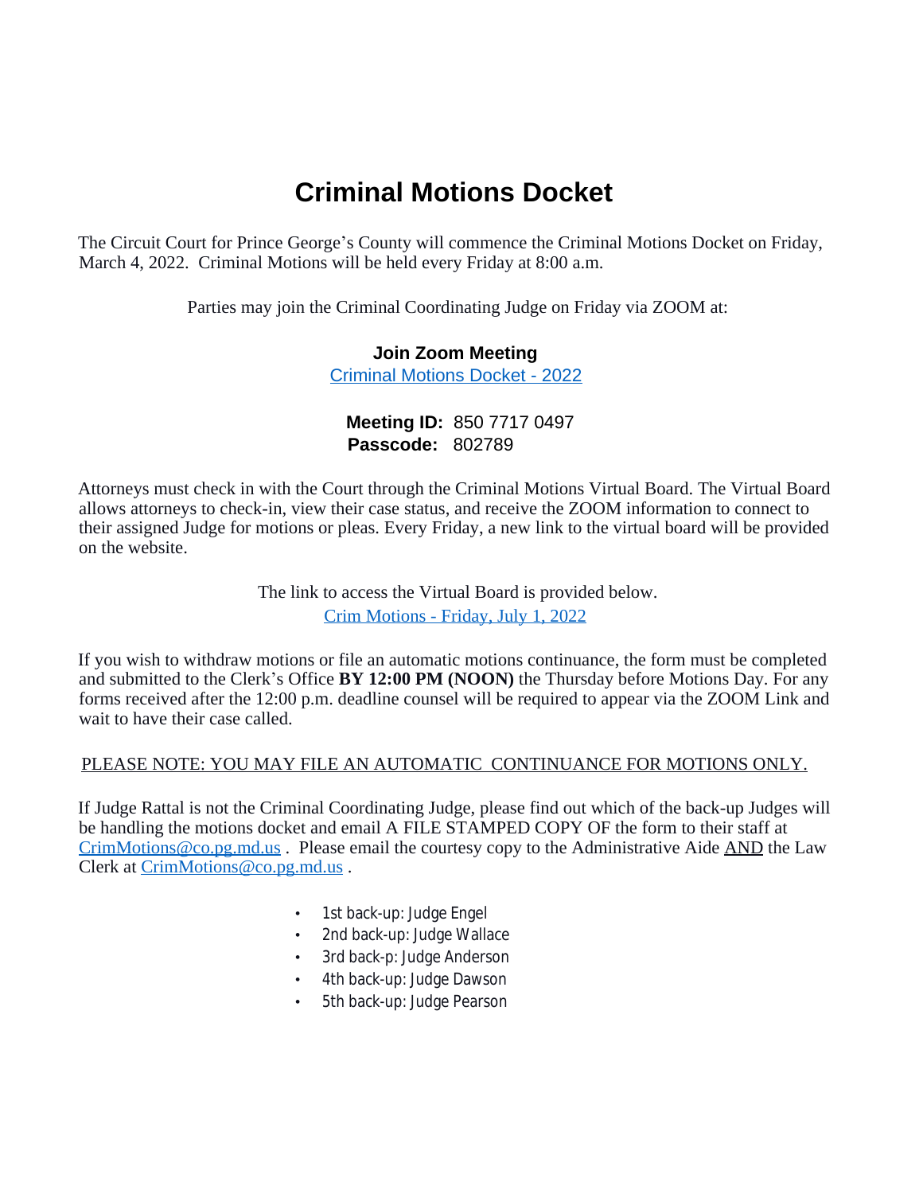# Criminal Motions Docket

The Circuit Court for Prince George's County will commence the Criminal Motions Docket on Friday, March 4, 2022. Criminal Motions will be held every Friday at 8:00 a.m.

Parties may join the Criminal Coordinating Judge on Friday via ZOOM at:

**Join Zoom Meeting**

[Criminal Motions Docket - 2022]

**Meeting ID:** 850 7717 0497
**Passcode:** 802789

Attorneys must check in with the Court through the Criminal Motions Virtual Board. The Virtual Board allows attorneys to check-in, view their case status, and receive the ZOOM information to connect to their assigned Judge for motions or pleas. Every Friday, a new link to the virtual board will be provided on the website.

The link to access the Virtual Board is provided below.

[Crim Motions - Friday, July 1, 2022]

If you wish to withdraw motions or file an automatic motions continuance, the form must be completed and submitted to the Clerk's Office **BY 12:00 PM (NOON)** the Thursday before Motions Day. For any forms received after the 12:00 p.m. deadline counsel will be required to appear via the ZOOM Link and wait to have their case called.

<u>PLEASE NOTE: YOU MAY FILE AN AUTOMATIC CONTINUANCE FOR MOTIONS ONLY.</u>

If Judge Rattal is not the Criminal Coordinating Judge, please find out which of the back-up Judges will be handling the motions docket and email A FILE STAMPED COPY OF the form to their staff at CrimMotions@co.pg.md.us . Please email the courtesy copy to the Administrative Aide <u>AND</u> the Law Clerk at CrimMotions@co.pg.md.us .

- 1st back-up: Judge Engel
- 2nd back-up: Judge Wallace
- 3rd back-p: Judge Anderson
- 4th back-up: Judge Dawson
- 5th back-up: Judge Pearson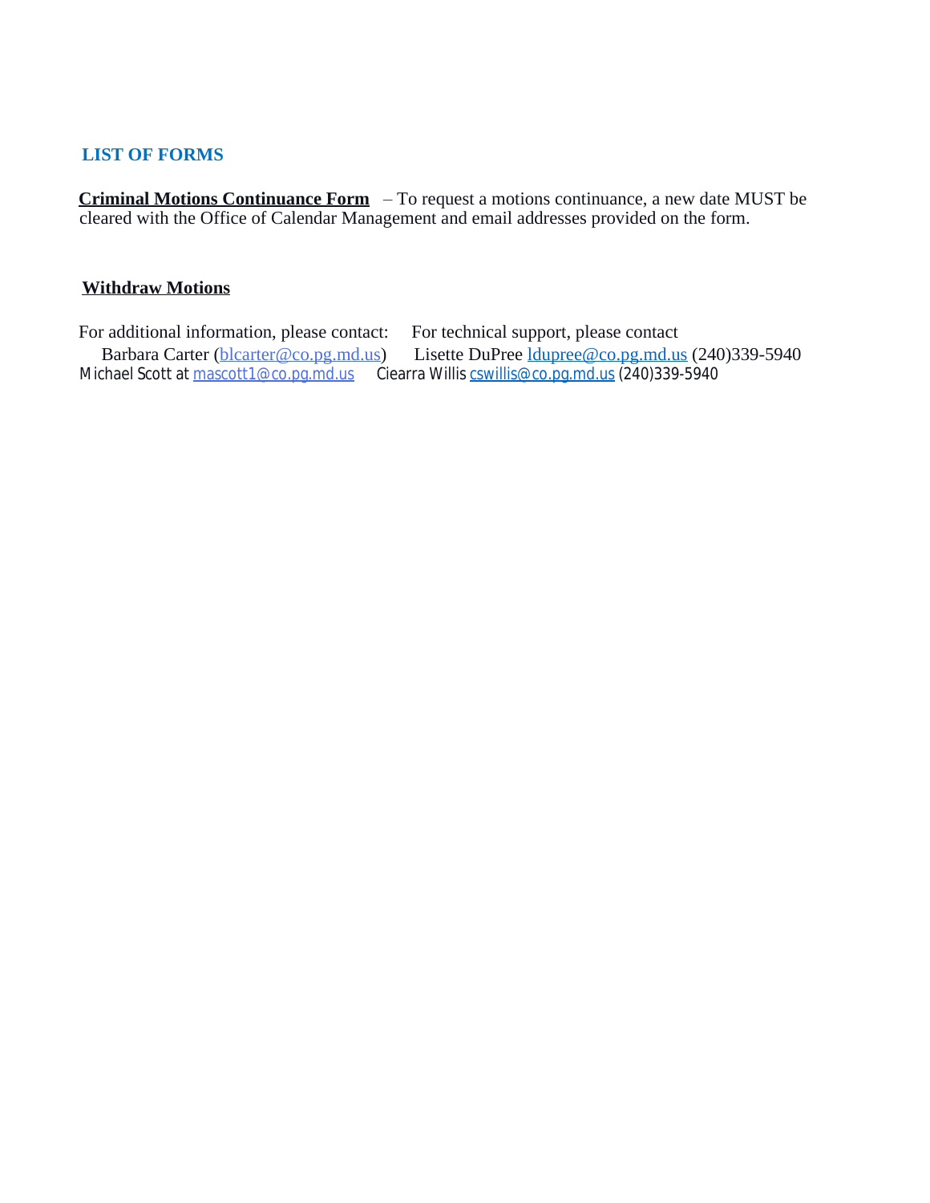## LIST OF FORMS

**Criminal Motions Continuance Form** – To request a motions continuance, a new date MUST be cleared with the Office of Calendar Management and email addresses provided on the form.

**Withdraw Motions**

For additional information, please contact:
Barbara Carter (blcarter@co.pg.md.us)
Michael Scott at mascott1@co.pg.md.us

For technical support, please contact
Lisette DuPree ldupree@co.pg.md.us (240)339-5940
Ciearra Willis cswillis@co.pg.md.us (240)339-5940